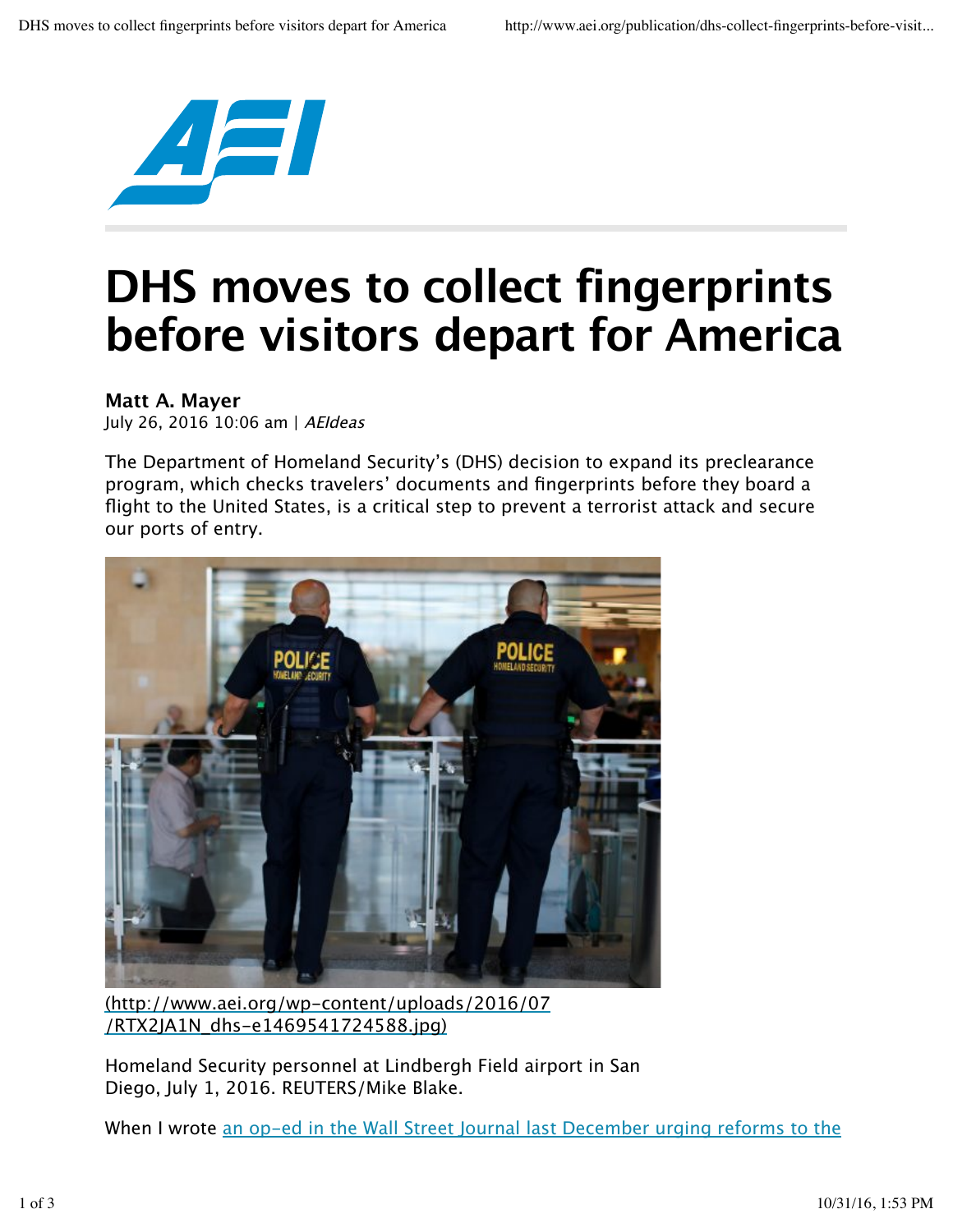# DHS moves to collect fingerprints before visitors depart for America

**Matt A. Mayer**
July 26, 2016 10:06 am | *AEIdeas*

The Department of Homeland Security's (DHS) decision to expand its preclearance program, which checks travelers' documents and fingerprints before they board a flight to the United States, is a critical step to prevent a terrorist attack and secure our ports of entry.

(http://www.aei.org/wp-content/uploads/2016/07/RTX2JA1N_dhs-e1469541724588.jpg)

Homeland Security personnel at Lindbergh Field airport in San Diego, July 1, 2016. REUTERS/Mike Blake.

When I wrote an op-ed in the Wall Street Journal last December urging reforms to the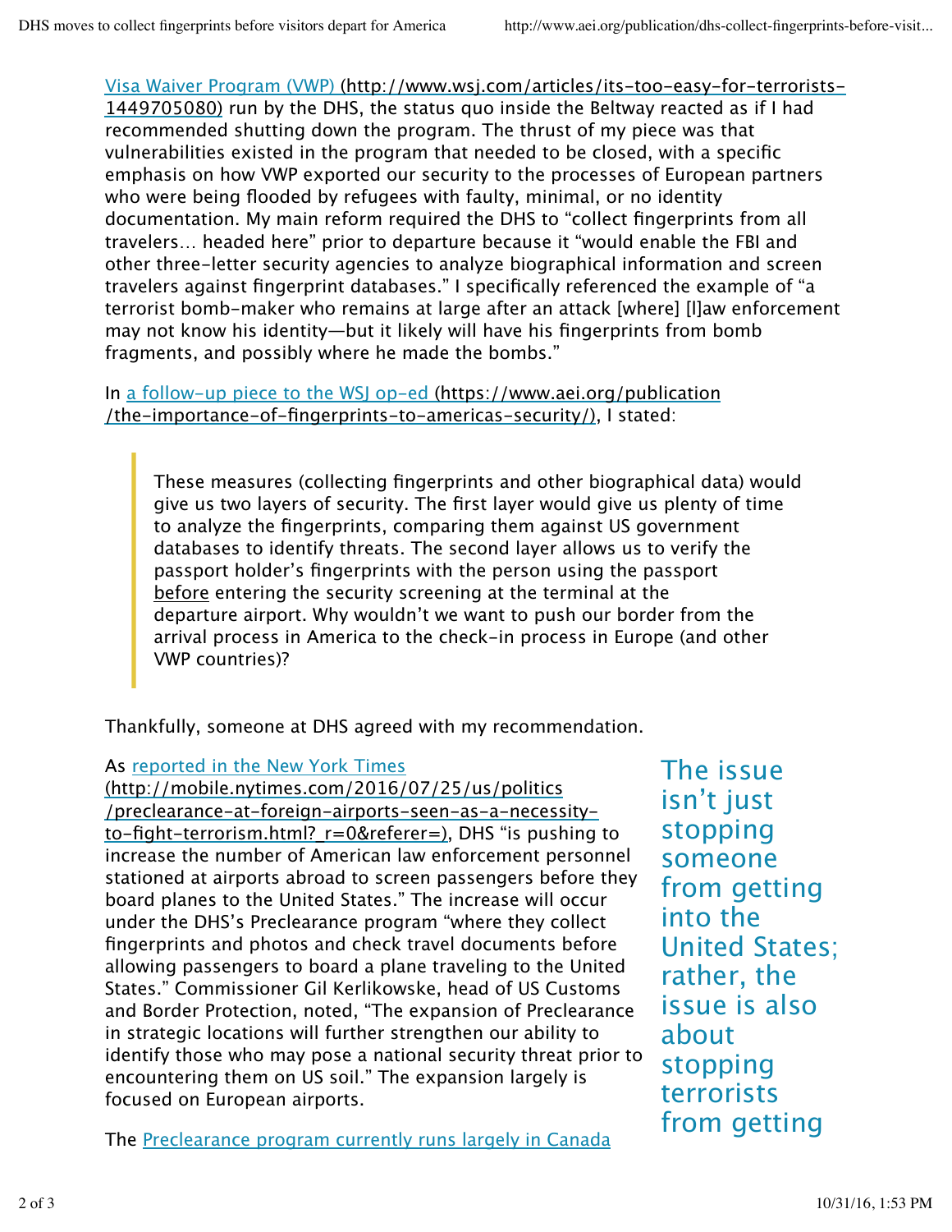[Visa Waiver Program (VWP)](http://www.wsj.com/articles/its-too-easy-for-terrorists-1449705080) (http://www.wsj.com/articles/its-too-easy-for-terrorists-1449705080) run by the DHS, the status quo inside the Beltway reacted as if I had recommended shutting down the program. The thrust of my piece was that vulnerabilities existed in the program that needed to be closed, with a specific emphasis on how VWP exported our security to the processes of European partners who were being flooded by refugees with faulty, minimal, or no identity documentation. My main reform required the DHS to "collect fingerprints from all travelers… headed here" prior to departure because it "would enable the FBI and other three-letter security agencies to analyze biographical information and screen travelers against fingerprint databases." I specifically referenced the example of "a terrorist bomb-maker who remains at large after an attack [where] [l]aw enforcement may not know his identity—but it likely will have his fingerprints from bomb fragments, and possibly where he made the bombs."

In [a follow-up piece to the WSJ op-ed](https://www.aei.org/publication/the-importance-of-fingerprints-to-americas-security/) (https://www.aei.org/publication/the-importance-of-fingerprints-to-americas-security/), I stated:

> These measures (collecting fingerprints and other biographical data) would give us two layers of security. The first layer would give us plenty of time to analyze the fingerprints, comparing them against US government databases to identify threats. The second layer allows us to verify the passport holder's fingerprints with the person using the passport before entering the security screening at the terminal at the departure airport. Why wouldn't we want to push our border from the arrival process in America to the check-in process in Europe (and other VWP countries)?

Thankfully, someone at DHS agreed with my recommendation.

As [reported in the New York Times](http://mobile.nytimes.com/2016/07/25/us/politics/preclearance-at-foreign-airports-seen-as-a-necessity-to-fight-terrorism.html?_r=0&referer=) (http://mobile.nytimes.com/2016/07/25/us/politics/preclearance-at-foreign-airports-seen-as-a-necessity-to-fight-terrorism.html?_r=0&referer=), DHS "is pushing to increase the number of American law enforcement personnel stationed at airports abroad to screen passengers before they board planes to the United States." The increase will occur under the DHS's Preclearance program "where they collect fingerprints and photos and check travel documents before allowing passengers to board a plane traveling to the United States." Commissioner Gil Kerlikowske, head of US Customs and Border Protection, noted, "The expansion of Preclearance in strategic locations will further strengthen our ability to identify those who may pose a national security threat prior to encountering them on US soil." The expansion largely is focused on European airports.

The issue isn't just stopping someone from getting into the United States; rather, the issue is also about stopping terrorists from getting

The [Preclearance program currently runs largely in Canada](#)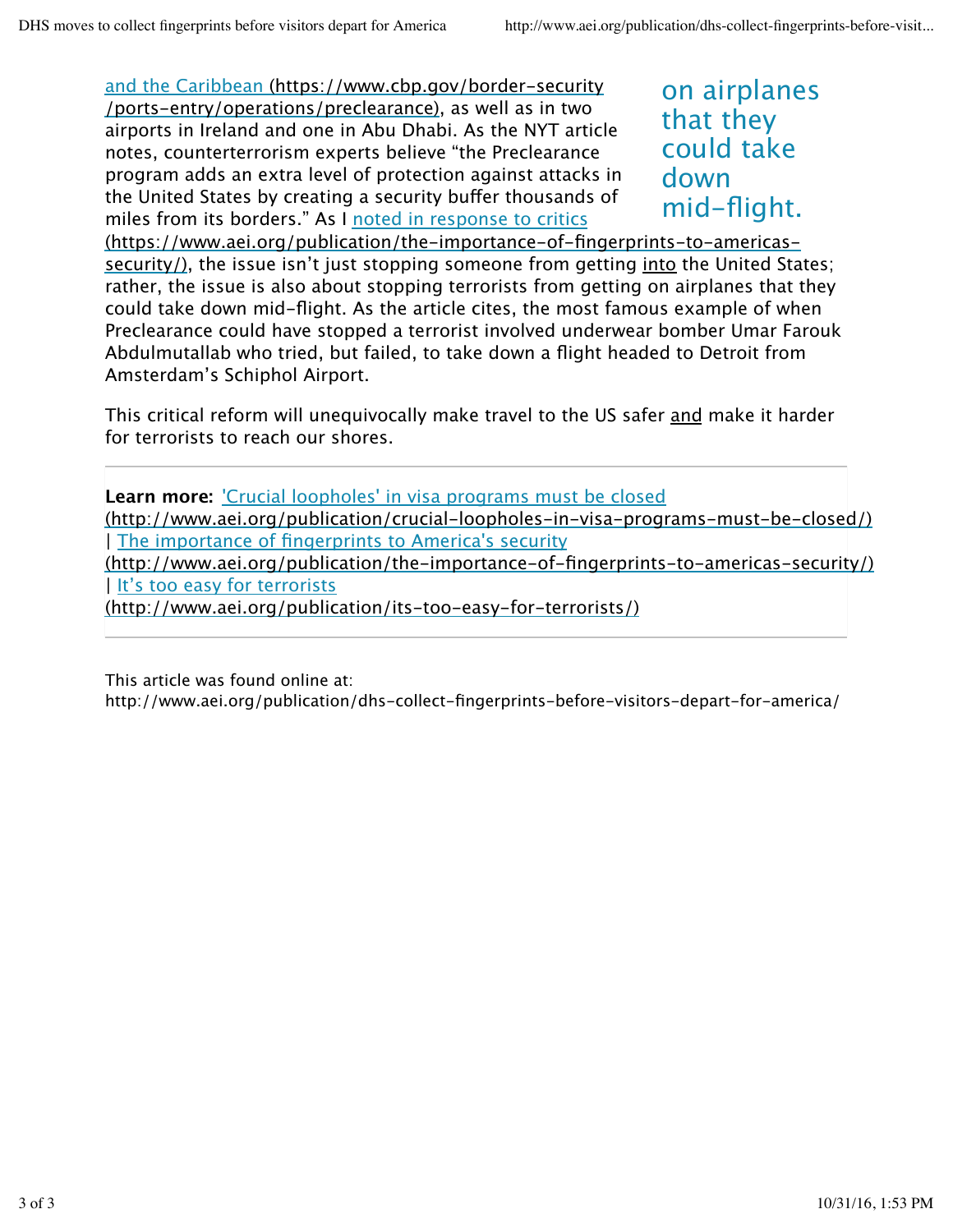[and the Caribbean](https://www.cbp.gov/border-security/ports-entry/operations/preclearance) (https://www.cbp.gov/border-security/ports-entry/operations/preclearance), as well as in two airports in Ireland and one in Abu Dhabi. As the NYT article notes, counterterrorism experts believe "the Preclearance program adds an extra level of protection against attacks in the United States by creating a security buffer thousands of miles from its borders." As I [noted in response to critics](https://www.aei.org/publication/the-importance-of-fingerprints-to-americas-security/) (https://www.aei.org/publication/the-importance-of-fingerprints-to-americas-security/), the issue isn't just stopping someone from getting into the United States; rather, the issue is also about stopping terrorists from getting on airplanes that they could take down mid-flight. As the article cites, the most famous example of when Preclearance could have stopped a terrorist involved underwear bomber Umar Farouk Abdulmutallab who tried, but failed, to take down a flight headed to Detroit from Amsterdam's Schiphol Airport.

> on airplanes that they could take down mid-flight.

This critical reform will unequivocally make travel to the US safer and make it harder for terrorists to reach our shores.

---

**Learn more:** ['Crucial loopholes' in visa programs must be closed](http://www.aei.org/publication/crucial-loopholes-in-visa-programs-must-be-closed/) (http://www.aei.org/publication/crucial-loopholes-in-visa-programs-must-be-closed/) | [The importance of fingerprints to America's security](http://www.aei.org/publication/the-importance-of-fingerprints-to-americas-security/) (http://www.aei.org/publication/the-importance-of-fingerprints-to-americas-security/) | [It's too easy for terrorists](http://www.aei.org/publication/its-too-easy-for-terrorists/) (http://www.aei.org/publication/its-too-easy-for-terrorists/)

---

This article was found online at:
http://www.aei.org/publication/dhs-collect-fingerprints-before-visitors-depart-for-america/